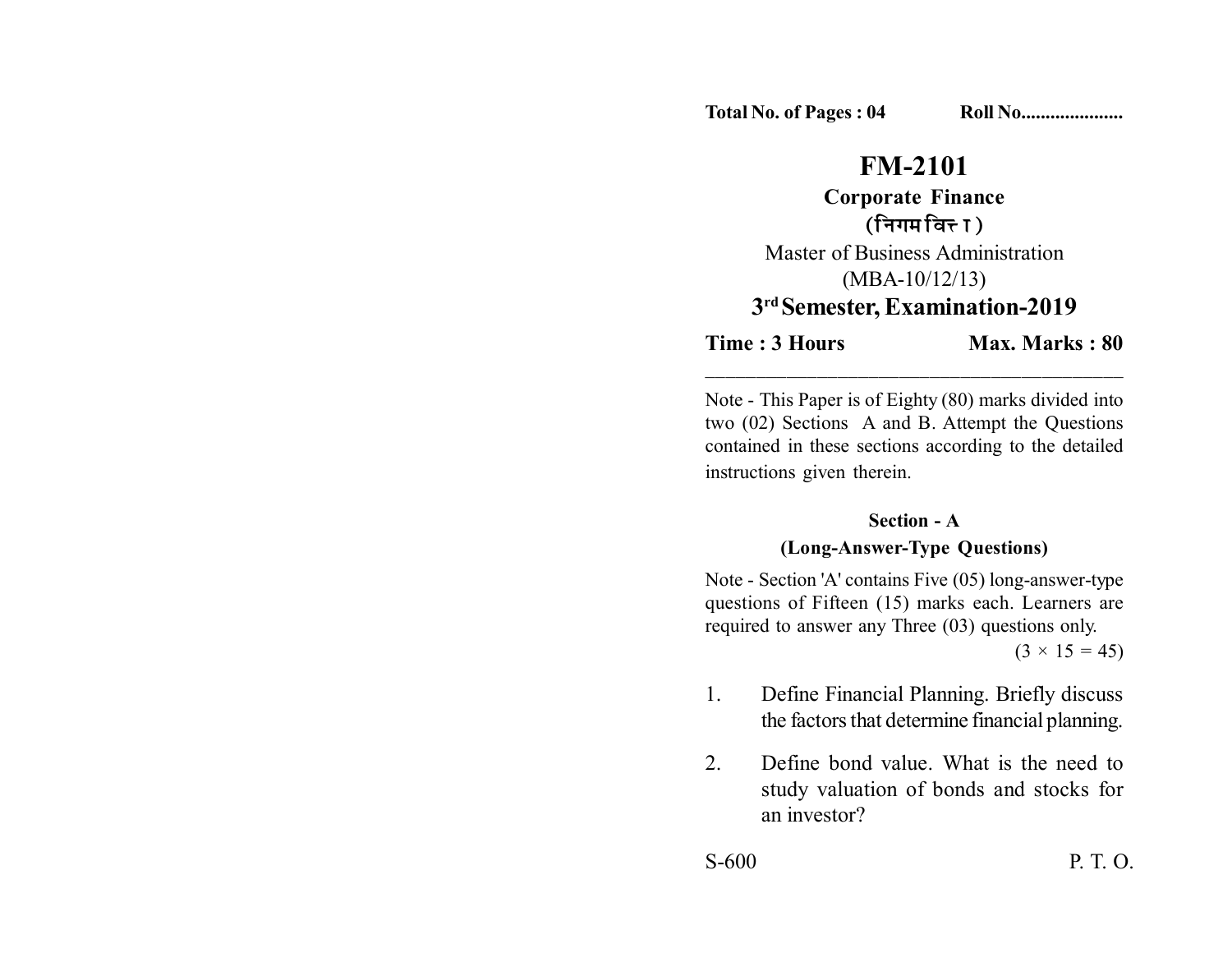Total No. of Pages : 04 Roll No....................

# FM-2101

## Corporate Finance

**(निगम वित्त )**

Master of Business Administration

(MBA-10/12/13)

## 3rd Semester, Examination-2019

**Time : 3 Hours** **Max. Marks : 80**

---

Note - This Paper is of Eighty (80) marks divided into two (02) Sections A and B. Attempt the Questions contained in these sections according to the detailed instructions given therein.

### Section - A

### (Long-Answer-Type Questions)

Note - Section 'A' contains Five (05) long-answer-type questions of Fifteen (15) marks each. Learners are required to answer any Three (03) questions only.

$(3 \times 15 = 45)$

1. Define Financial Planning. Briefly discuss the factors that determine financial planning.

2. Define bond value. What is the need to study valuation of bonds and stocks for an investor?

S-600 P. T. O.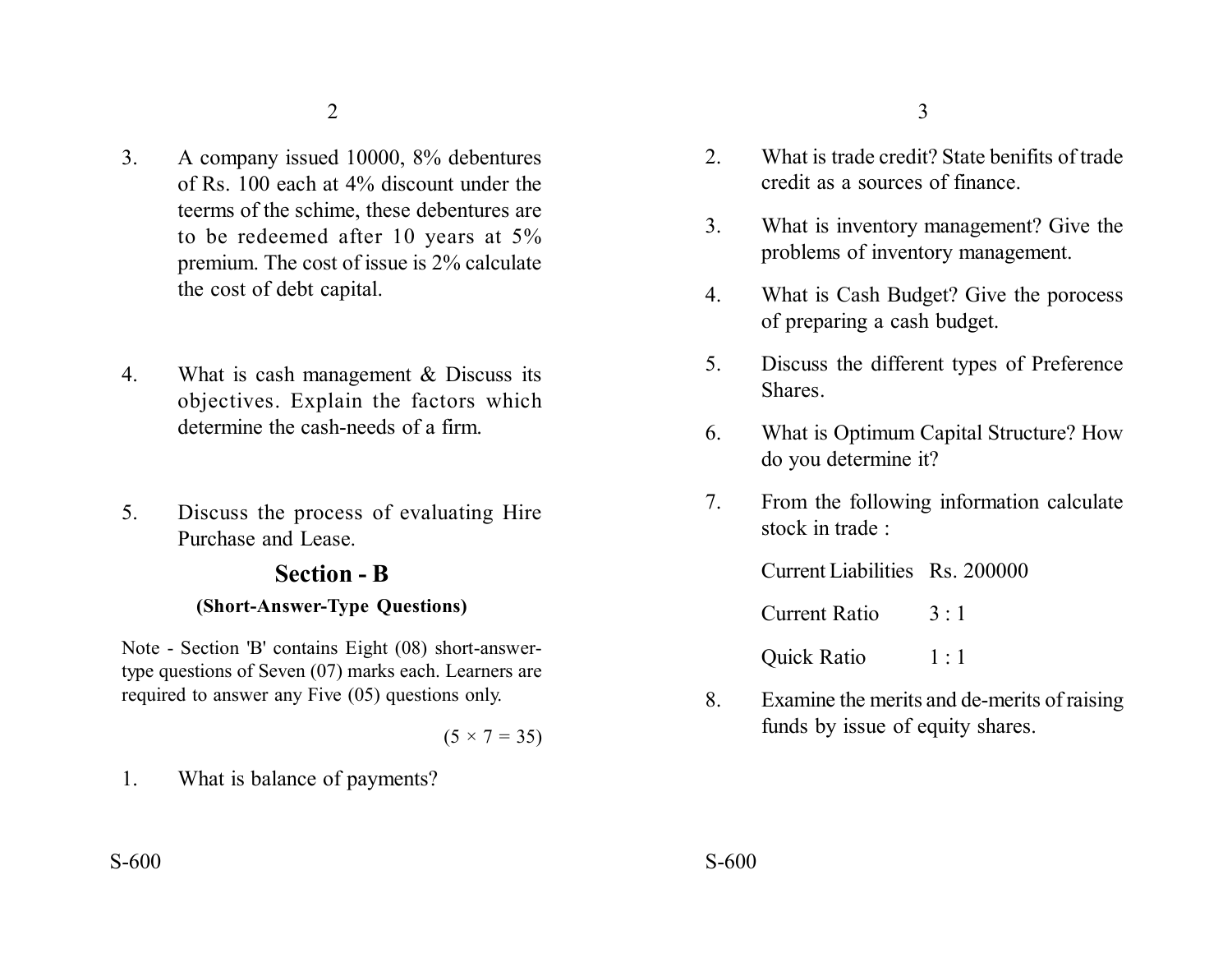3. A company issued 10000, 8% debentures of Rs. 100 each at 4% discount under the teerms of the schime, these debentures are to be redeemed after 10 years at 5% premium. The cost of issue is 2% calculate the cost of debt capital.

4. What is cash management & Discuss its objectives. Explain the factors which determine the cash-needs of a firm.

5. Discuss the process of evaluating Hire Purchase and Lease.

## Section - B

**(Short-Answer-Type Questions)**

Note - Section 'B' contains Eight (08) short-answer-type questions of Seven (07) marks each. Learners are required to answer any Five (05) questions only.

$(5 \times 7 = 35)$

1. What is balance of payments?

2. What is trade credit? State benifits of trade credit as a sources of finance.

3. What is inventory management? Give the problems of inventory management.

4. What is Cash Budget? Give the porocess of preparing a cash budget.

5. Discuss the different types of Preference Shares.

6. What is Optimum Capital Structure? How do you determine it?

7. From the following information calculate stock in trade :

| | |
|---|---|
| Current Liabilities | Rs. 200000 |
| Current Ratio | 3 : 1 |
| Quick Ratio | 1 : 1 |

8. Examine the merits and de-merits of raising funds by issue of equity shares.